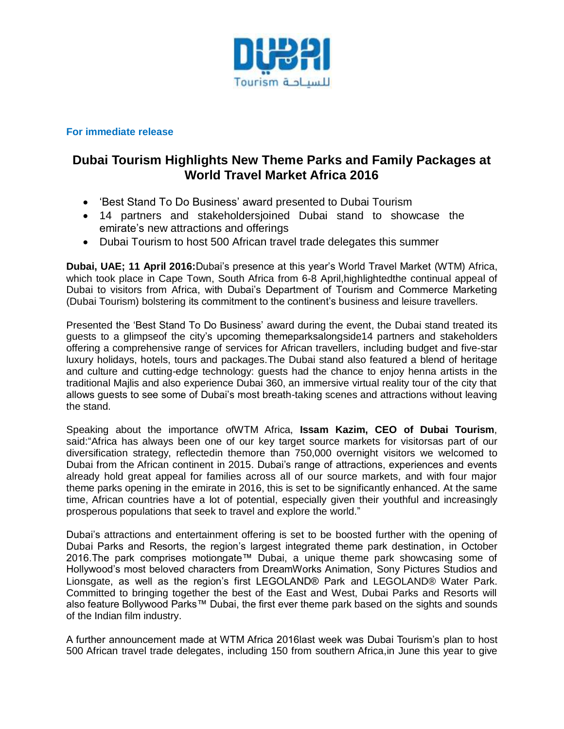**For immediate release**

# Dubai Tourism Highlights New Theme Parks and Family Packages at World Travel Market Africa 2016

- 'Best Stand To Do Business' award presented to Dubai Tourism
- 14 partners and stakeholdersjoined Dubai stand to showcase the emirate's new attractions and offerings
- Dubai Tourism to host 500 African travel trade delegates this summer

**Dubai, UAE; 11 April 2016:**Dubai's presence at this year's World Travel Market (WTM) Africa, which took place in Cape Town, South Africa from 6-8 April,highlightedthe continual appeal of Dubai to visitors from Africa, with Dubai's Department of Tourism and Commerce Marketing (Dubai Tourism) bolstering its commitment to the continent's business and leisure travellers.

Presented the 'Best Stand To Do Business' award during the event, the Dubai stand treated its guests to a glimpseof the city's upcoming themeparksalongside14 partners and stakeholders offering a comprehensive range of services for African travellers, including budget and five-star luxury holidays, hotels, tours and packages.The Dubai stand also featured a blend of heritage and culture and cutting-edge technology: guests had the chance to enjoy henna artists in the traditional Majlis and also experience Dubai 360, an immersive virtual reality tour of the city that allows guests to see some of Dubai's most breath-taking scenes and attractions without leaving the stand.

Speaking about the importance ofWTM Africa, **Issam Kazim, CEO of Dubai Tourism**, said:"Africa has always been one of our key target source markets for visitorsas part of our diversification strategy, reflectedin themore than 750,000 overnight visitors we welcomed to Dubai from the African continent in 2015. Dubai's range of attractions, experiences and events already hold great appeal for families across all of our source markets, and with four major theme parks opening in the emirate in 2016, this is set to be significantly enhanced. At the same time, African countries have a lot of potential, especially given their youthful and increasingly prosperous populations that seek to travel and explore the world."

Dubai's attractions and entertainment offering is set to be boosted further with the opening of Dubai Parks and Resorts, the region's largest integrated theme park destination, in October 2016.The park comprises motiongate™ Dubai, a unique theme park showcasing some of Hollywood's most beloved characters from DreamWorks Animation, Sony Pictures Studios and Lionsgate, as well as the region's first LEGOLAND® Park and LEGOLAND® Water Park. Committed to bringing together the best of the East and West, Dubai Parks and Resorts will also feature Bollywood Parks™ Dubai, the first ever theme park based on the sights and sounds of the Indian film industry.

A further announcement made at WTM Africa 2016last week was Dubai Tourism's plan to host 500 African travel trade delegates, including 150 from southern Africa,in June this year to give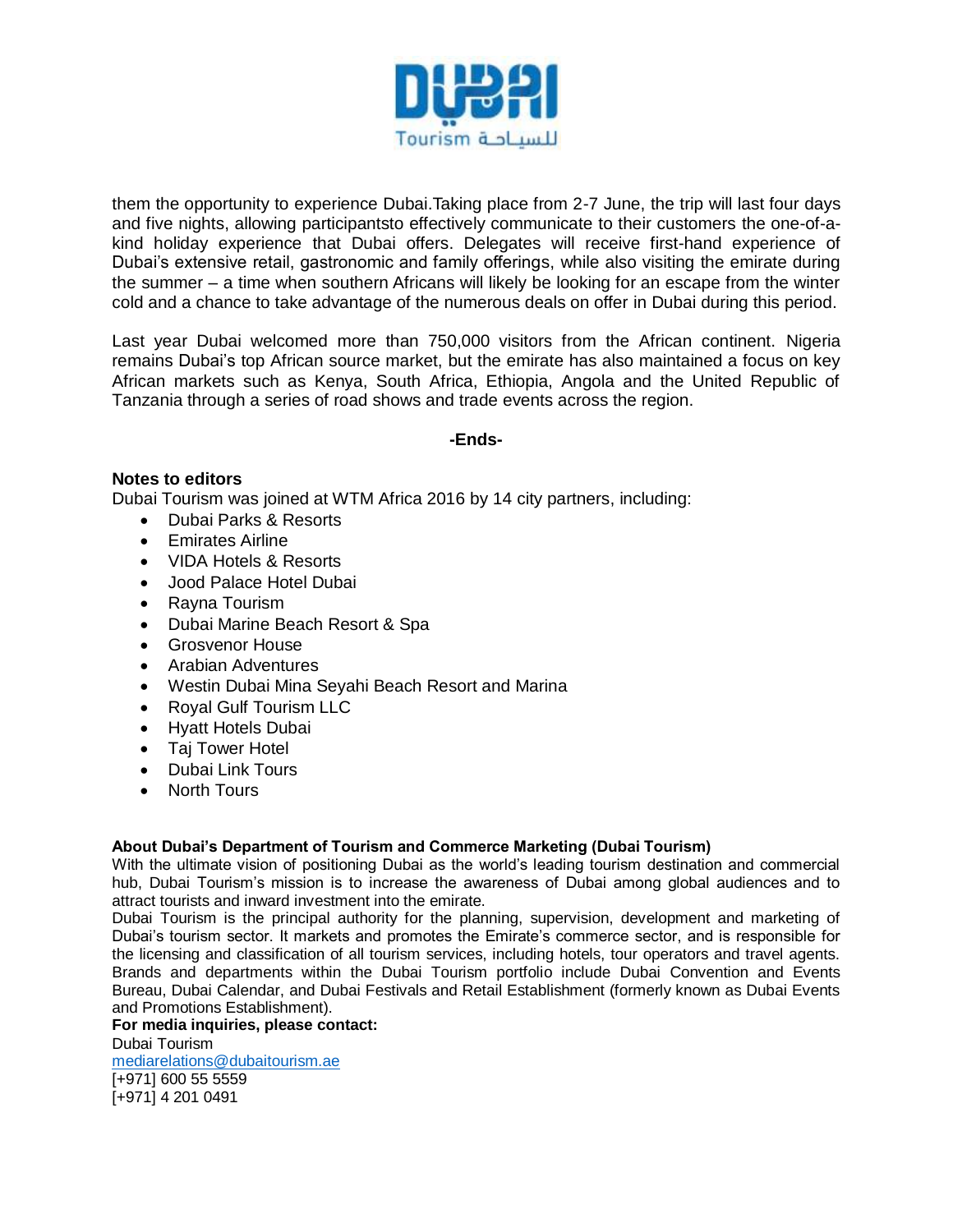them the opportunity to experience Dubai.Taking place from 2-7 June, the trip will last four days and five nights, allowing participantsto effectively communicate to their customers the one-of-a-kind holiday experience that Dubai offers. Delegates will receive first-hand experience of Dubai's extensive retail, gastronomic and family offerings, while also visiting the emirate during the summer – a time when southern Africans will likely be looking for an escape from the winter cold and a chance to take advantage of the numerous deals on offer in Dubai during this period.

Last year Dubai welcomed more than 750,000 visitors from the African continent. Nigeria remains Dubai's top African source market, but the emirate has also maintained a focus on key African markets such as Kenya, South Africa, Ethiopia, Angola and the United Republic of Tanzania through a series of road shows and trade events across the region.

**-Ends-**

**Notes to editors**

Dubai Tourism was joined at WTM Africa 2016 by 14 city partners, including:

- Dubai Parks & Resorts
- Emirates Airline
- VIDA Hotels & Resorts
- Jood Palace Hotel Dubai
- Rayna Tourism
- Dubai Marine Beach Resort & Spa
- Grosvenor House
- Arabian Adventures
- Westin Dubai Mina Seyahi Beach Resort and Marina
- Royal Gulf Tourism LLC
- Hyatt Hotels Dubai
- Taj Tower Hotel
- Dubai Link Tours
- North Tours

**About Dubai's Department of Tourism and Commerce Marketing (Dubai Tourism)**

With the ultimate vision of positioning Dubai as the world's leading tourism destination and commercial hub, Dubai Tourism's mission is to increase the awareness of Dubai among global audiences and to attract tourists and inward investment into the emirate.

Dubai Tourism is the principal authority for the planning, supervision, development and marketing of Dubai's tourism sector. It markets and promotes the Emirate's commerce sector, and is responsible for the licensing and classification of all tourism services, including hotels, tour operators and travel agents. Brands and departments within the Dubai Tourism portfolio include Dubai Convention and Events Bureau, Dubai Calendar, and Dubai Festivals and Retail Establishment (formerly known as Dubai Events and Promotions Establishment).

**For media inquiries, please contact:**

Dubai Tourism
mediarelations@dubaitourism.ae
[+971] 600 55 5559
[+971] 4 201 0491